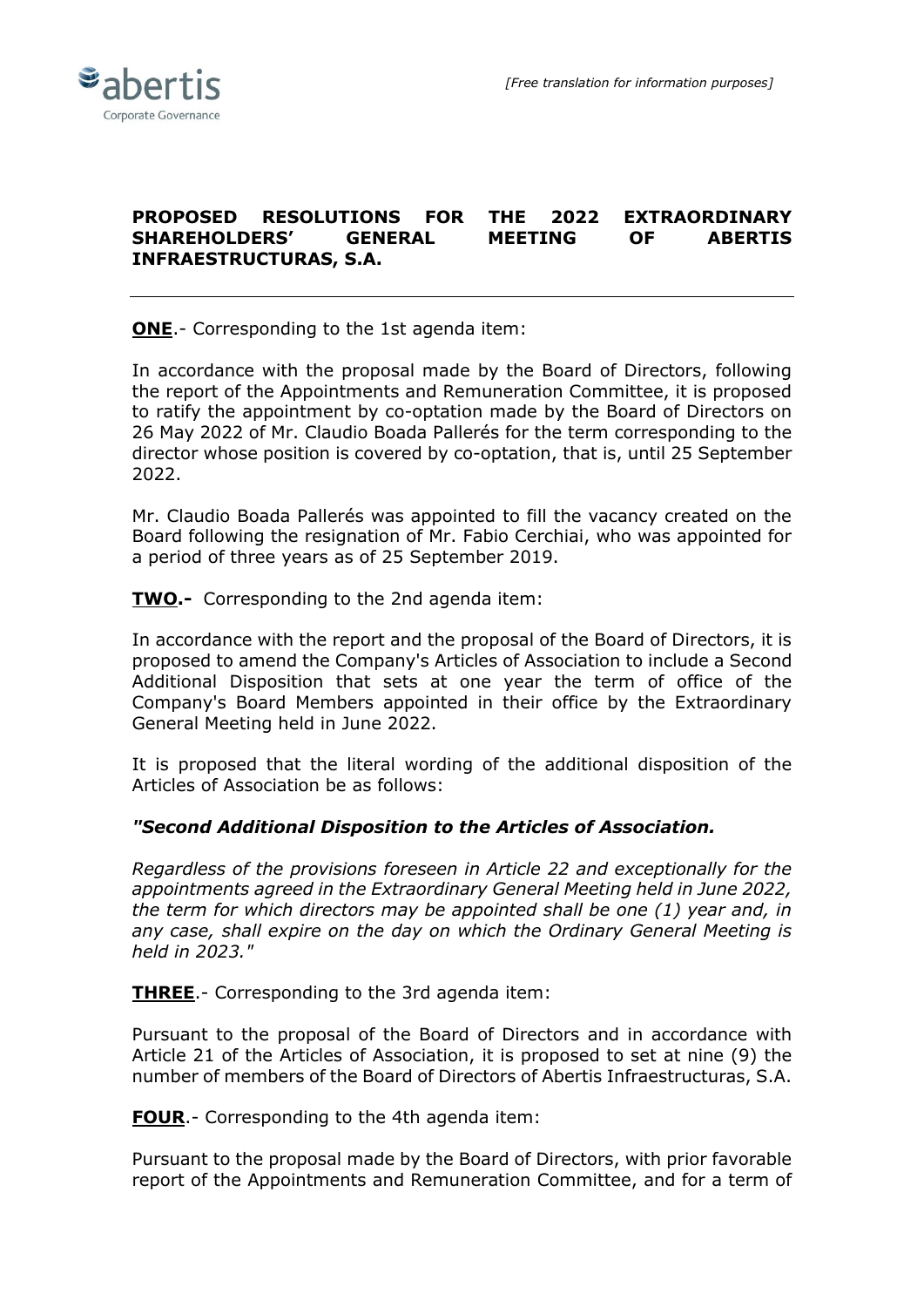*[Free translation for information purposes]*

# PROPOSED RESOLUTIONS FOR THE 2022 EXTRAORDINARY SHAREHOLDERS' GENERAL MEETING OF ABERTIS INFRAESTRUCTURAS, S.A.

---

**ONE**.- Corresponding to the 1st agenda item:

In accordance with the proposal made by the Board of Directors, following the report of the Appointments and Remuneration Committee, it is proposed to ratify the appointment by co-optation made by the Board of Directors on 26 May 2022 of Mr. Claudio Boada Pallerés for the term corresponding to the director whose position is covered by co-optation, that is, until 25 September 2022.

Mr. Claudio Boada Pallerés was appointed to fill the vacancy created on the Board following the resignation of Mr. Fabio Cerchiai, who was appointed for a period of three years as of 25 September 2019.

**TWO.-** Corresponding to the 2nd agenda item:

In accordance with the report and the proposal of the Board of Directors, it is proposed to amend the Company's Articles of Association to include a Second Additional Disposition that sets at one year the term of office of the Company's Board Members appointed in their office by the Extraordinary General Meeting held in June 2022.

It is proposed that the literal wording of the additional disposition of the Articles of Association be as follows:

***"Second Additional Disposition to the Articles of Association.***

*Regardless of the provisions foreseen in Article 22 and exceptionally for the appointments agreed in the Extraordinary General Meeting held in June 2022, the term for which directors may be appointed shall be one (1) year and, in any case, shall expire on the day on which the Ordinary General Meeting is held in 2023."*

**THREE**.- Corresponding to the 3rd agenda item:

Pursuant to the proposal of the Board of Directors and in accordance with Article 21 of the Articles of Association, it is proposed to set at nine (9) the number of members of the Board of Directors of Abertis Infraestructuras, S.A.

**FOUR**.- Corresponding to the 4th agenda item:

Pursuant to the proposal made by the Board of Directors, with prior favorable report of the Appointments and Remuneration Committee, and for a term of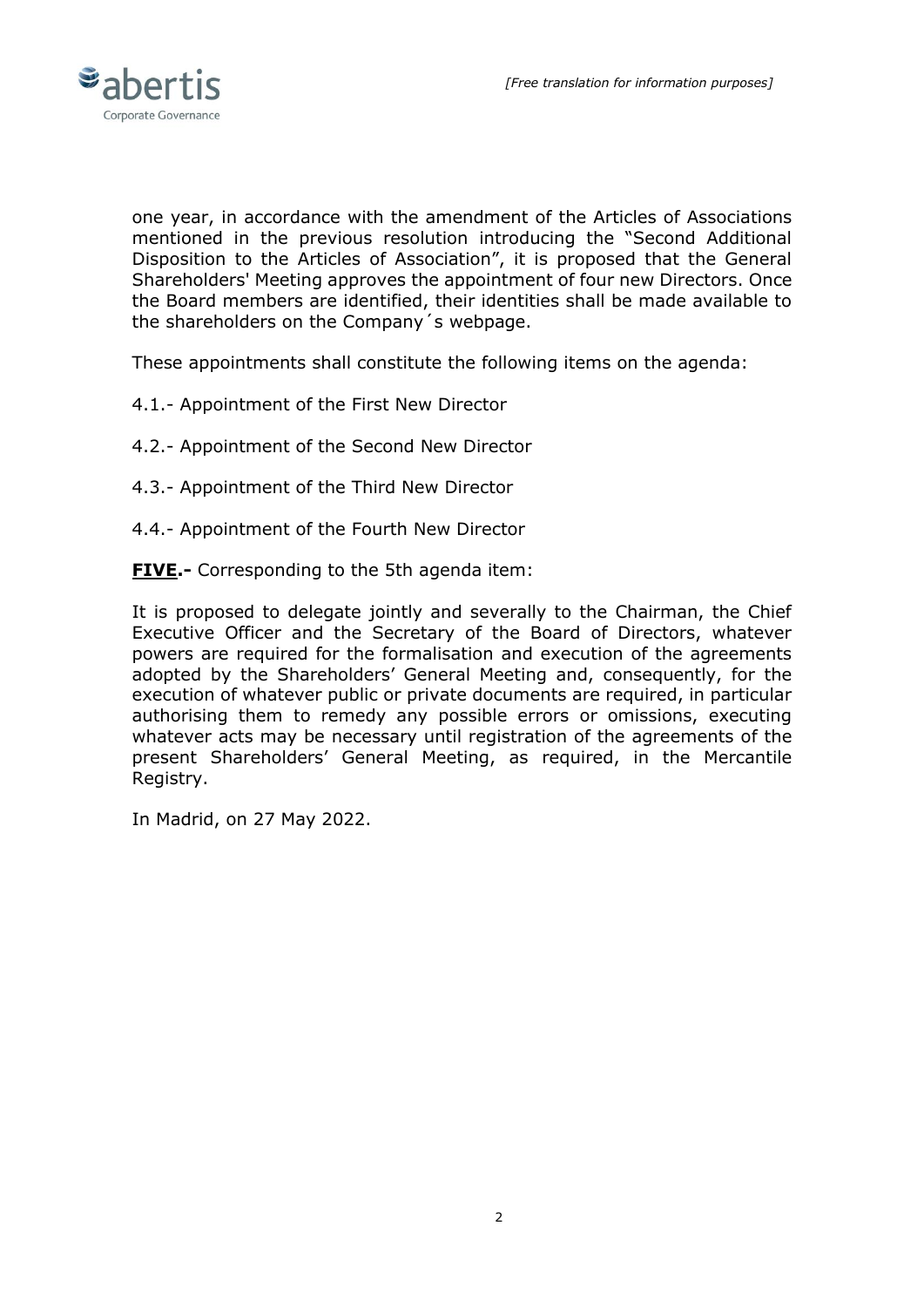one year, in accordance with the amendment of the Articles of Associations mentioned in the previous resolution introducing the "Second Additional Disposition to the Articles of Association", it is proposed that the General Shareholders' Meeting approves the appointment of four new Directors. Once the Board members are identified, their identities shall be made available to the shareholders on the Company´s webpage.

These appointments shall constitute the following items on the agenda:

4.1.- Appointment of the First New Director

4.2.- Appointment of the Second New Director

4.3.- Appointment of the Third New Director

4.4.- Appointment of the Fourth New Director

**FIVE.-** Corresponding to the 5th agenda item:

It is proposed to delegate jointly and severally to the Chairman, the Chief Executive Officer and the Secretary of the Board of Directors, whatever powers are required for the formalisation and execution of the agreements adopted by the Shareholders' General Meeting and, consequently, for the execution of whatever public or private documents are required, in particular authorising them to remedy any possible errors or omissions, executing whatever acts may be necessary until registration of the agreements of the present Shareholders' General Meeting, as required, in the Mercantile Registry.

In Madrid, on 27 May 2022.